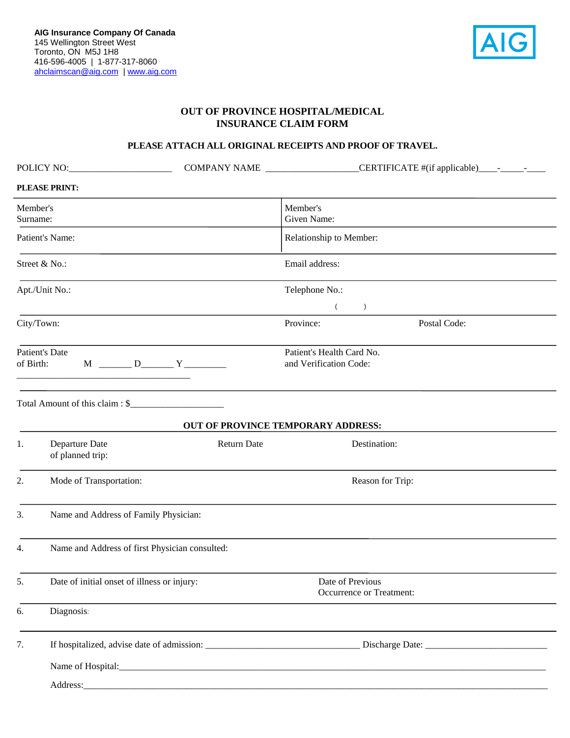**AIG Insurance Company Of Canada**
145 Wellington Street West
Toronto, ON M5J 1H8
416-596-4005 | 1-877-317-8060
ahclaimscan@aig.com | www.aig.com

AIG

# OUT OF PROVINCE HOSPITAL/MEDICAL INSURANCE CLAIM FORM

**PLEASE ATTACH ALL ORIGINAL RECEIPTS AND PROOF OF TRAVEL.**

POLICY NO:_____________________ COMPANY NAME ___________________CERTIFICATE #(if applicable)____-_____-____

**PLEASE PRINT:**

| | |
|---|---|
| Member's Surname: | Member's Given Name: |
| Patient's Name: | Relationship to Member: |
| Street & No.: | Email address: |
| Apt./Unit No.: | Telephone No.: ( ) |
| City/Town: | Province: Postal Code: |
| Patient's Date of Birth: M _______ D_______ Y _________ | Patient's Health Card No. and Verification Code: |

Total Amount of this claim : $____________________

**OUT OF PROVINCE TEMPORARY ADDRESS:**

1. Departure Date of planned trip: Return Date Destination:

2. Mode of Transportation: Reason for Trip:

3. Name and Address of Family Physician:

4. Name and Address of first Physician consulted:

5. Date of initial onset of illness or injury: Date of Previous Occurrence or Treatment:

6. Diagnosis:

7. If hospitalized, advise date of admission: ________________________________ Discharge Date: __________________________

   Name of Hospital:_____________________________________________________________________________________

   Address:_____________________________________________________________________________________________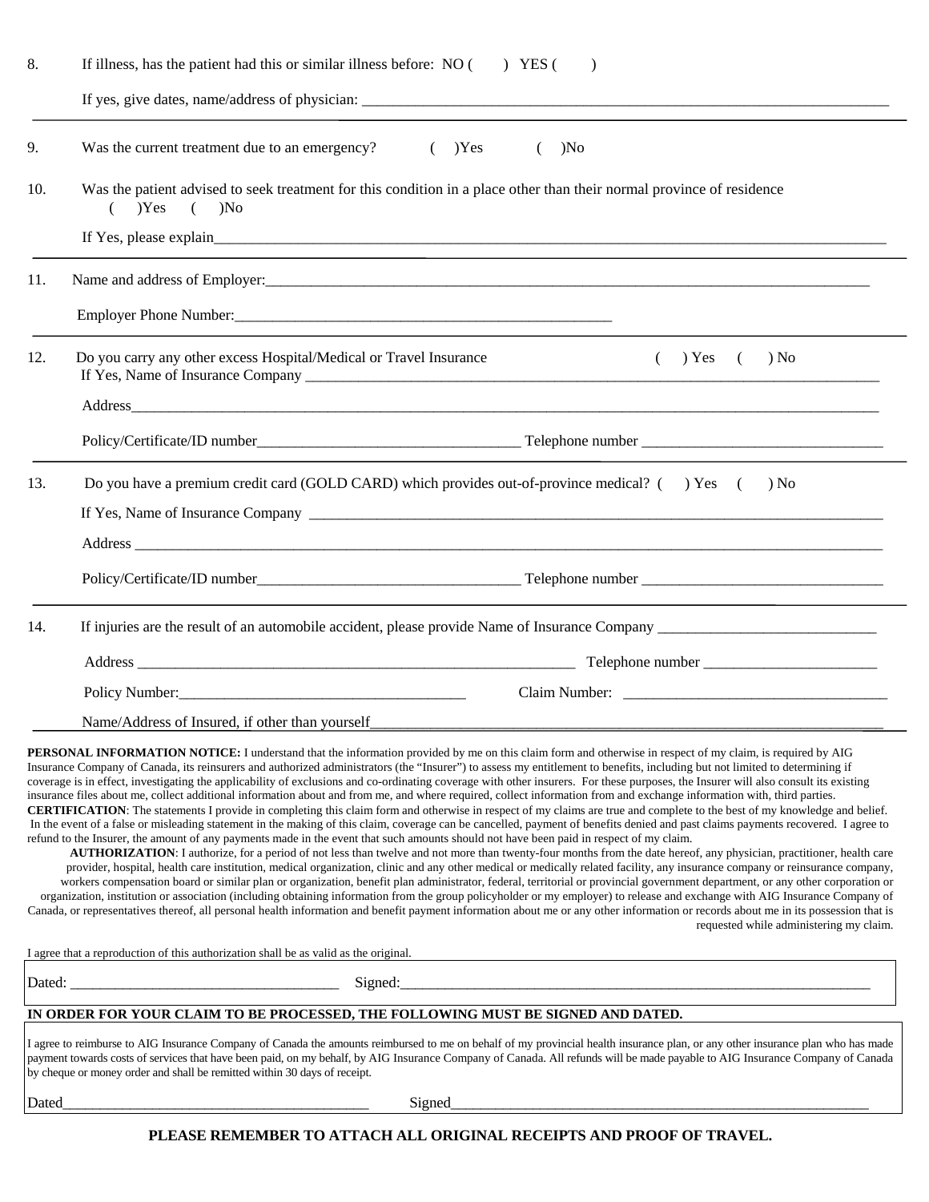8. If illness, has the patient had this or similar illness before: NO ( ) YES ( )

If yes, give dates, name/address of physician: ______________________________________________________________________

9. Was the current treatment due to an emergency? ( )Yes ( )No

10. Was the patient advised to seek treatment for this condition in a place other than their normal province of residence ( )Yes ( )No

If Yes, please explain______________________________________________________________________________________

11. Name and address of Employer:_________________________________________________________________________________

Employer Phone Number:__________________________________________________

12. Do you carry any other excess Hospital/Medical or Travel Insurance ( ) Yes ( ) No
If Yes, Name of Insurance Company ________________________________________________________________________

Address_____________________________________________________________________________________________

Policy/Certificate/ID number__________________________________ Telephone number ________________________________

13. Do you have a premium credit card (GOLD CARD) which provides out-of-province medical? ( ) Yes ( ) No

If Yes, Name of Insurance Company ________________________________________________________________________

Address _____________________________________________________________________________________________

Policy/Certificate/ID number__________________________________ Telephone number ________________________________

14. If injuries are the result of an automobile accident, please provide Name of Insurance Company _____________________________

Address ___________________________________________________________ Telephone number _______________________

Policy Number:______________________________________ Claim Number: __________________________________

Name/Address of Insured, if other than yourself_____________________________________________________________________

**PERSONAL INFORMATION NOTICE:** I understand that the information provided by me on this claim form and otherwise in respect of my claim, is required by AIG Insurance Company of Canada, its reinsurers and authorized administrators (the "Insurer") to assess my entitlement to benefits, including but not limited to determining if coverage is in effect, investigating the applicability of exclusions and co-ordinating coverage with other insurers. For these purposes, the Insurer will also consult its existing insurance files about me, collect additional information about and from me, and where required, collect information from and exchange information with, third parties.
**CERTIFICATION**: The statements I provide in completing this claim form and otherwise in respect of my claims are true and complete to the best of my knowledge and belief. In the event of a false or misleading statement in the making of this claim, coverage can be cancelled, payment of benefits denied and past claims payments recovered. I agree to refund to the Insurer, the amount of any payments made in the event that such amounts should not have been paid in respect of my claim.
**AUTHORIZATION**: I authorize, for a period of not less than twelve and not more than twenty-four months from the date hereof, any physician, practitioner, health care provider, hospital, health care institution, medical organization, clinic and any other medical or medically related facility, any insurance company or reinsurance company, workers compensation board or similar plan or organization, benefit plan administrator, federal, territorial or provincial government department, or any other corporation or organization, institution or association (including obtaining information from the group policyholder or my employer) to release and exchange with AIG Insurance Company of Canada, or representatives thereof, all personal health information and benefit payment information about me or any other information or records about me in its possession that is requested while administering my claim.

I agree that a reproduction of this authorization shall be as valid as the original.

Dated: ___________________________________ Signed:_________________________________________________________________

**IN ORDER FOR YOUR CLAIM TO BE PROCESSED, THE FOLLOWING MUST BE SIGNED AND DATED.**

I agree to reimburse to AIG Insurance Company of Canada the amounts reimbursed to me on behalf of my provincial health insurance plan, or any other insurance plan who has made payment towards costs of services that have been paid, on my behalf, by AIG Insurance Company of Canada. All refunds will be made payable to AIG Insurance Company of Canada by cheque or money order and shall be remitted within 30 days of receipt.

Dated________________________________________ Signed_________________________________________________________

**PLEASE REMEMBER TO ATTACH ALL ORIGINAL RECEIPTS AND PROOF OF TRAVEL.**